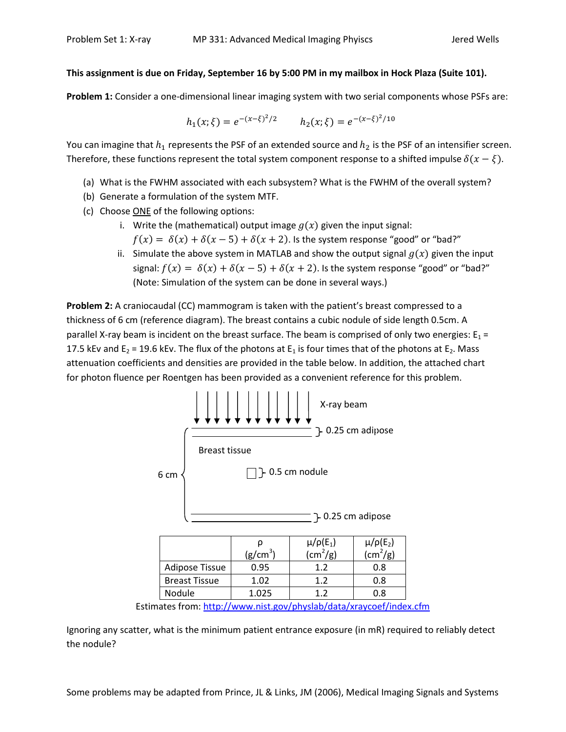**This assignment is due on Friday, September 16 by 5:00 PM in my mailbox in Hock Plaza (Suite 101).**

**Problem 1:** Consider a one-dimensional linear imaging system with two serial components whose PSFs are:

$$h_1(x;\xi) = e^{-(x-\xi)^2/2} \qquad h_2(x;\xi) = e^{-(x-\xi)^2/10}$$

You can imagine that $h_1$ represents the PSF of an extended source and $h_2$ is the PSF of an intensifier screen. Therefore, these functions represent the total system component response to a shifted impulse $\delta(x - \xi)$.

(a) What is the FWHM associated with each subsystem? What is the FWHM of the overall system?

(b) Generate a formulation of the system MTF.

(c) Choose <u>ONE</u> of the following options:

   i. Write the (mathematical) output image $g(x)$ given the input signal: $f(x) = \delta(x) + \delta(x-5) + \delta(x+2)$. Is the system response "good" or "bad?"

   ii. Simulate the above system in MATLAB and show the output signal $g(x)$ given the input signal: $f(x) = \delta(x) + \delta(x-5) + \delta(x+2)$. Is the system response "good" or "bad?" (Note: Simulation of the system can be done in several ways.)

**Problem 2:** A craniocaudal (CC) mammogram is taken with the patient's breast compressed to a thickness of 6 cm (reference diagram). The breast contains a cubic nodule of side length 0.5cm. A parallel X-ray beam is incident on the breast surface. The beam is comprised of only two energies: $E_1$ = 17.5 kEv and $E_2$ = 19.6 kEv. The flux of the photons at $E_1$ is four times that of the photons at $E_2$. Mass attenuation coefficients and densities are provided in the table below. In addition, the attached chart for photon fluence per Roentgen has been provided as a convenient reference for this problem.

X-ray beam

0.25 cm adipose

Breast tissue

6 cm

0.5 cm nodule

0.25 cm adipose

| | ρ (g/cm$^3$) | μ/ρ($E_1$) (cm$^2$/g) | μ/ρ($E_2$) (cm$^2$/g) |
|---|---|---|---|
| Adipose Tissue | 0.95 | 1.2 | 0.8 |
| Breast Tissue | 1.02 | 1.2 | 0.8 |
| Nodule | 1.025 | 1.2 | 0.8 |

Estimates from: http://www.nist.gov/physlab/data/xraycoef/index.cfm

Ignoring any scatter, what is the minimum patient entrance exposure (in mR) required to reliably detect the nodule?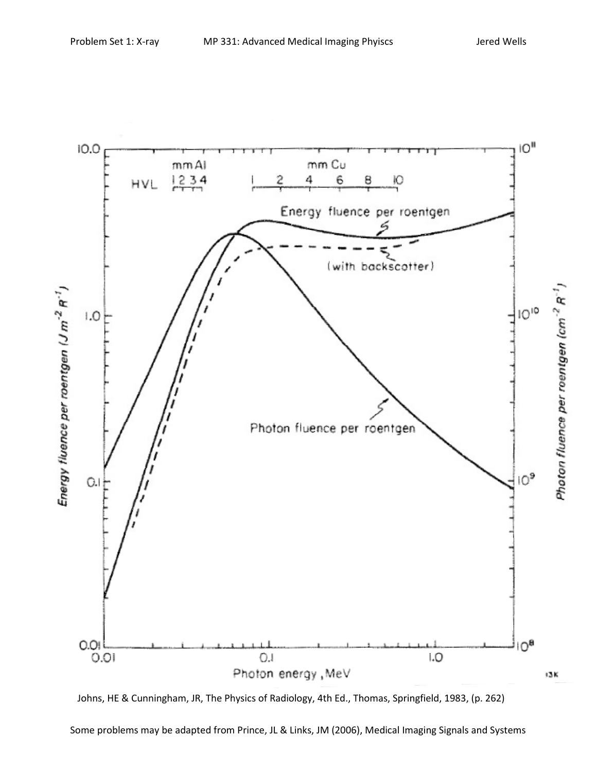Johns, HE & Cunningham, JR, The Physics of Radiology, 4th Ed., Thomas, Springfield, 1983, (p. 262)

Some problems may be adapted from Prince, JL & Links, JM (2006), Medical Imaging Signals and Systems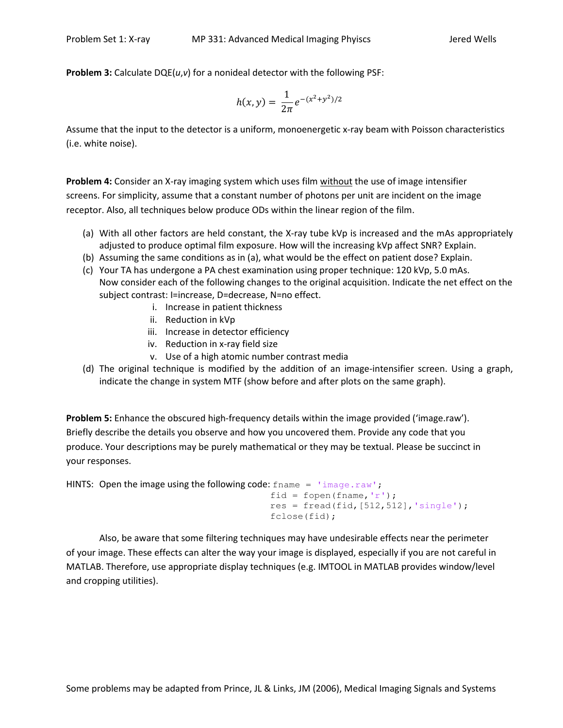**Problem 3:** Calculate DQE($u$,$v$) for a nonideal detector with the following PSF:

$$h(x, y) = \frac{1}{2\pi} e^{-(x^2+y^2)/2}$$

Assume that the input to the detector is a uniform, monoenergetic x-ray beam with Poisson characteristics (i.e. white noise).

**Problem 4:** Consider an X-ray imaging system which uses film without the use of image intensifier screens. For simplicity, assume that a constant number of photons per unit are incident on the image receptor. Also, all techniques below produce ODs within the linear region of the film.

(a) With all other factors are held constant, the X-ray tube kVp is increased and the mAs appropriately adjusted to produce optimal film exposure. How will the increasing kVp affect SNR? Explain.

(b) Assuming the same conditions as in (a), what would be the effect on patient dose? Explain.

(c) Your TA has undergone a PA chest examination using proper technique: 120 kVp, 5.0 mAs. Now consider each of the following changes to the original acquisition. Indicate the net effect on the subject contrast: I=increase, D=decrease, N=no effect.

   i. Increase in patient thickness
   ii. Reduction in kVp
   iii. Increase in detector efficiency
   iv. Reduction in x-ray field size
   v. Use of a high atomic number contrast media

(d) The original technique is modified by the addition of an image-intensifier screen. Using a graph, indicate the change in system MTF (show before and after plots on the same graph).

**Problem 5:** Enhance the obscured high-frequency details within the image provided ('image.raw'). Briefly describe the details you observe and how you uncovered them. Provide any code that you produce. Your descriptions may be purely mathematical or they may be textual. Please be succinct in your responses.

HINTS: Open the image using the following code:

```
fname = 'image.raw';
fid = fopen(fname,'r');
res = fread(fid,[512,512],'single');
fclose(fid);
```

Also, be aware that some filtering techniques may have undesirable effects near the perimeter of your image. These effects can alter the way your image is displayed, especially if you are not careful in MATLAB. Therefore, use appropriate display techniques (e.g. IMTOOL in MATLAB provides window/level and cropping utilities).

Some problems may be adapted from Prince, JL & Links, JM (2006), Medical Imaging Signals and Systems